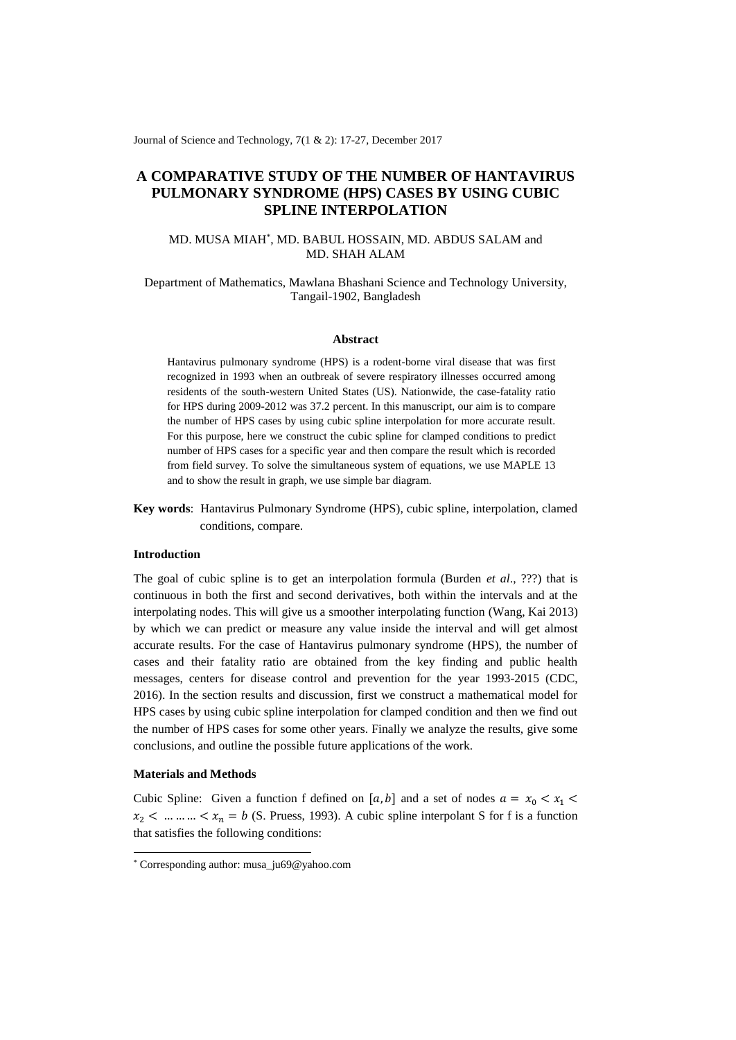# A COMPARATIVE STUDY OF THE NUMBER OF HANTAVIRUS PULMONARY SYNDROME (HPS) CASES BY USING CUBIC SPLINE INTERPOLATION

MD. MUSA MIAH[*], MD. BABUL HOSSAIN, MD. ABDUS SALAM and MD. SHAH ALAM

Department of Mathematics, Mawlana Bhashani Science and Technology University, Tangail-1902, Bangladesh

## Abstract

Hantavirus pulmonary syndrome (HPS) is a rodent-borne viral disease that was first recognized in 1993 when an outbreak of severe respiratory illnesses occurred among residents of the south-western United States (US). Nationwide, the case-fatality ratio for HPS during 2009-2012 was 37.2 percent. In this manuscript, our aim is to compare the number of HPS cases by using cubic spline interpolation for more accurate result. For this purpose, here we construct the cubic spline for clamped conditions to predict number of HPS cases for a specific year and then compare the result which is recorded from field survey. To solve the simultaneous system of equations, we use MAPLE 13 and to show the result in graph, we use simple bar diagram.

**Key words**: Hantavirus Pulmonary Syndrome (HPS), cubic spline, interpolation, clamed conditions, compare.

### Introduction

The goal of cubic spline is to get an interpolation formula (Burden *et al*., ???) that is continuous in both the first and second derivatives, both within the intervals and at the interpolating nodes. This will give us a smoother interpolating function (Wang, Kai 2013) by which we can predict or measure any value inside the interval and will get almost accurate results. For the case of Hantavirus pulmonary syndrome (HPS), the number of cases and their fatality ratio are obtained from the key finding and public health messages, centers for disease control and prevention for the year 1993-2015 (CDC, 2016). In the section results and discussion, first we construct a mathematical model for HPS cases by using cubic spline interpolation for clamped condition and then we find out the number of HPS cases for some other years. Finally we analyze the results, give some conclusions, and outline the possible future applications of the work.

### Materials and Methods

Cubic Spline: Given a function f defined on $[a, b]$ and a set of nodes $a = x_0 < x_1 < x_2 < \dots\dots\dots < x_n = b$ (S. Pruess, 1993). A cubic spline interpolant S for f is a function that satisfies the following conditions:

---

[*] Corresponding author: musa_ju69@yahoo.com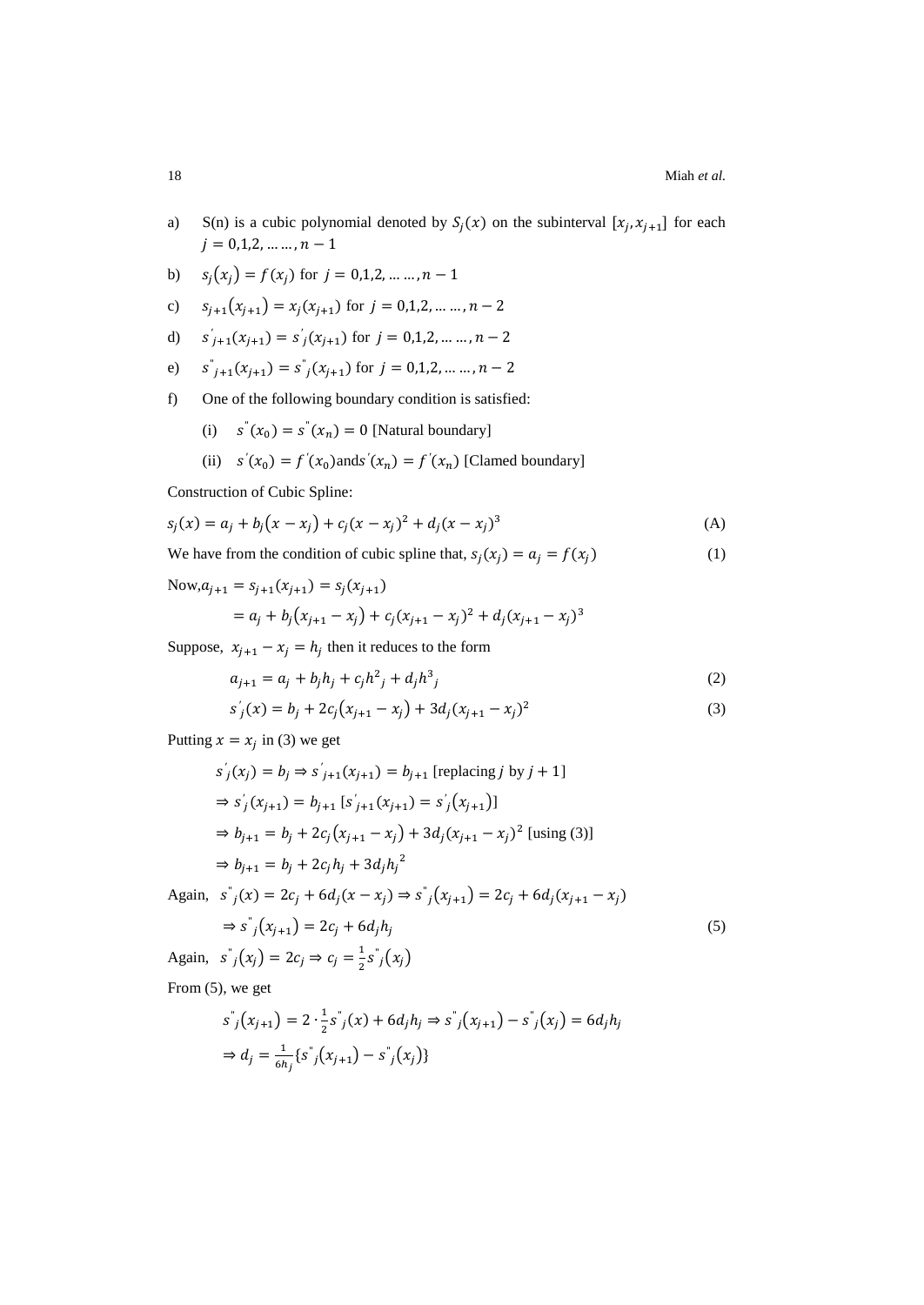a) S(n) is a cubic polynomial denoted by $S_j(x)$ on the subinterval $[x_j, x_{j+1}]$ for each $j = 0,1,2, \dots \dots, n-1$

b) $s_j(x_j) = f(x_j)$ for $j = 0,1,2, \dots \dots, n-1$

c) $s_{j+1}(x_{j+1}) = x_j(x_{j+1})$ for $j = 0,1,2, \dots \dots, n-2$

d) $s'_{j+1}(x_{j+1}) = s'_j(x_{j+1})$ for $j = 0,1,2, \dots \dots, n-2$

e) $s''_{j+1}(x_{j+1}) = s''_j(x_{j+1})$ for $j = 0,1,2, \dots \dots, n-2$

f) One of the following boundary condition is satisfied:

(i) $s''(x_0) = s''(x_n) = 0$ [Natural boundary]

(ii) $s'(x_0) = f'(x_0)$ and $s'(x_n) = f'(x_n)$ [Clamed boundary]

Construction of Cubic Spline:

$$s_j(x) = a_j + b_j(x - x_j) + c_j(x - x_j)^2 + d_j(x - x_j)^3 \tag{A}$$

We have from the condition of cubic spline that, $s_j(x_j) = a_j = f(x_j)$ (1)

Now, $a_{j+1} = s_{j+1}(x_{j+1}) = s_j(x_{j+1})$

$$= a_j + b_j(x_{j+1} - x_j) + c_j(x_{j+1} - x_j)^2 + d_j(x_{j+1} - x_j)^3$$

Suppose, $x_{j+1} - x_j = h_j$ then it reduces to the form

$$a_{j+1} = a_j + b_j h_j + c_j h^2{}_j + d_j h^3{}_j \tag{2}$$

$$s'_j(x) = b_j + 2c_j(x_{j+1} - x_j) + 3d_j(x_{j+1} - x_j)^2 \tag{3}$$

Putting $x = x_j$ in (3) we get

$$s'_j(x_j) = b_j \Rightarrow s'_{j+1}(x_{j+1}) = b_{j+1} \text{ [replacing } j \text{ by } j+1]$$

$$\Rightarrow s'_j(x_{j+1}) = b_{j+1} \; [s'_{j+1}(x_{j+1}) = s'_j(x_{j+1})]$$

$$\Rightarrow b_{j+1} = b_j + 2c_j(x_{j+1} - x_j) + 3d_j(x_{j+1} - x_j)^2 \text{ [using (3)]}$$

$$\Rightarrow b_{j+1} = b_j + 2c_j h_j + 3d_j {h_j}^2$$

Again, $s''_j(x) = 2c_j + 6d_j(x - x_j) \Rightarrow s''_j(x_{j+1}) = 2c_j + 6d_j(x_{j+1} - x_j)$

$$\Rightarrow s''_j(x_{j+1}) = 2c_j + 6d_j h_j \tag{5}$$

Again, $s''_j(x_j) = 2c_j \Rightarrow c_j = \frac{1}{2} s''_j(x_j)$

From (5), we get

$$s''_j(x_{j+1}) = 2 \cdot \frac{1}{2} s''_j(x) + 6d_j h_j \Rightarrow s''_j(x_{j+1}) - s''_j(x_j) = 6d_j h_j$$

$$\Rightarrow d_j = \frac{1}{6h_j}\{s''_j(x_{j+1}) - s''_j(x_j)\}$$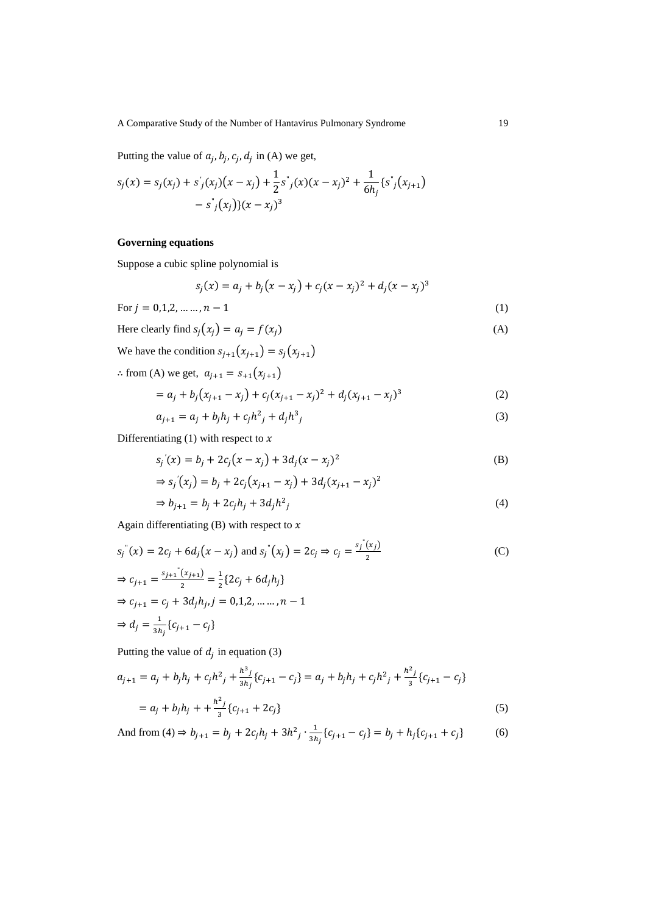Putting the value of $a_j, b_j, c_j, d_j$ in (A) we get,

$$s_j(x) = s_j(x_j) + s'_j(x_j)(x - x_j) + \frac{1}{2}s''_j(x)(x - x_j)^2 + \frac{1}{6h_j}\{s''_j(x_{j+1}) - s''_j(x_j)\}(x - x_j)^3$$

**Governing equations**

Suppose a cubic spline polynomial is

$$s_j(x) = a_j + b_j(x - x_j) + c_j(x - x_j)^2 + d_j(x - x_j)^3$$

For $j = 0,1,2, \dots\dots, n - 1$ (1)

Here clearly find $s_j(x_j) = a_j = f(x_j)$ (A)

We have the condition $s_{j+1}(x_{j+1}) = s_j(x_{j+1})$

$\therefore$ from (A) we get, $a_{j+1} = s_{+1}(x_{j+1})$

$$= a_j + b_j(x_{j+1} - x_j) + c_j(x_{j+1} - x_j)^2 + d_j(x_{j+1} - x_j)^3 \quad (2)$$

$$a_{j+1} = a_j + b_j h_j + c_j h^2{}_j + d_j h^3{}_j \quad (3)$$

Differentiating (1) with respect to $x$

$$s_j{}'(x) = b_j + 2c_j(x - x_j) + 3d_j(x - x_j)^2 \quad (B)$$

$$\Rightarrow s_j{}'(x_j) = b_j + 2c_j(x_{j+1} - x_j) + 3d_j(x_{j+1} - x_j)^2$$

$$\Rightarrow b_{j+1} = b_j + 2c_j h_j + 3d_j h^2{}_j \quad (4)$$

Again differentiating (B) with respect to $x$

$$s_j{}''(x) = 2c_j + 6d_j(x - x_j) \text{ and } s_j{}''(x_j) = 2c_j \Rightarrow c_j = \frac{s_j{}''(x_j)}{2} \quad (C)$$

$$\Rightarrow c_{j+1} = \frac{s_{j+1}{}''(x_{j+1})}{2} = \frac{1}{2}\{2c_j + 6d_j h_j\}$$

$$\Rightarrow c_{j+1} = c_j + 3d_j h_j, j = 0,1,2, \dots\dots, n - 1$$

$$\Rightarrow d_j = \frac{1}{3h_j}\{c_{j+1} - c_j\}$$

Putting the value of $d_j$ in equation (3)

$$a_{j+1} = a_j + b_j h_j + c_j h^2{}_j + \frac{h^3{}_j}{3h_j}\{c_{j+1} - c_j\} = a_j + b_j h_j + c_j h^2{}_j + \frac{h^2{}_j}{3}\{c_{j+1} - c_j\}$$

$$= a_j + b_j h_j + + \frac{h^2{}_j}{3}\{c_{j+1} + 2c_j\} \quad (5)$$

And from (4) $\Rightarrow b_{j+1} = b_j + 2c_j h_j + 3h^2{}_j \cdot \frac{1}{3h_j}\{c_{j+1} - c_j\} = b_j + h_j\{c_{j+1} + c_j\}$ (6)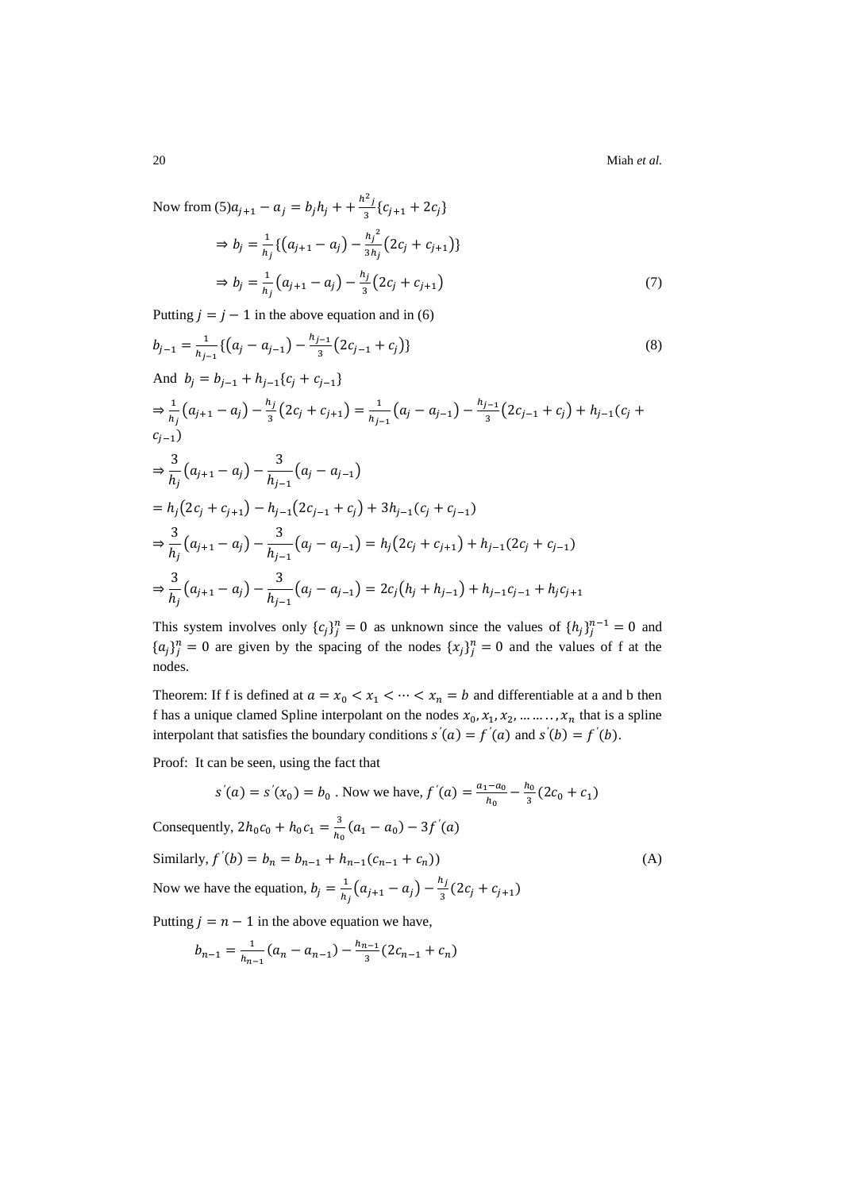Now from (5) $a_{j+1} - a_j = b_j h_j + + \frac{h^2{}_j}{3}\{c_{j+1} + 2c_j\}$

$$\Rightarrow b_j = \frac{1}{h_j}\{(a_{j+1} - a_j) - \frac{h_j{}^2}{3h_j}(2c_j + c_{j+1})\}$$

$$\Rightarrow b_j = \frac{1}{h_j}(a_{j+1} - a_j) - \frac{h_j}{3}(2c_j + c_{j+1}) \tag{7}$$

Putting $j = j - 1$ in the above equation and in (6)

$$b_{j-1} = \frac{1}{h_{j-1}}\{(a_j - a_{j-1}) - \frac{h_{j-1}}{3}(2c_{j-1} + c_j)\} \tag{8}$$

And $b_j = b_{j-1} + h_{j-1}\{c_j + c_{j-1}\}$

$$\Rightarrow \frac{1}{h_j}(a_{j+1} - a_j) - \frac{h_j}{3}(2c_j + c_{j+1}) = \frac{1}{h_{j-1}}(a_j - a_{j-1}) - \frac{h_{j-1}}{3}(2c_{j-1} + c_j) + h_{j-1}(c_j + c_{j-1})$$

$$\Rightarrow \frac{3}{h_j}(a_{j+1} - a_j) - \frac{3}{h_{j-1}}(a_j - a_{j-1})$$

$$= h_j(2c_j + c_{j+1}) - h_{j-1}(2c_{j-1} + c_j) + 3h_{j-1}(c_j + c_{j-1})$$

$$\Rightarrow \frac{3}{h_j}(a_{j+1} - a_j) - \frac{3}{h_{j-1}}(a_j - a_{j-1}) = h_j(2c_j + c_{j+1}) + h_{j-1}(2c_j + c_{j-1})$$

$$\Rightarrow \frac{3}{h_j}(a_{j+1} - a_j) - \frac{3}{h_{j-1}}(a_j - a_{j-1}) = 2c_j(h_j + h_{j-1}) + h_{j-1}c_{j-1} + h_j c_{j+1}$$

This system involves only $\{c_j\}_j^n = 0$ as unknown since the values of $\{h_j\}_j^{n-1} = 0$ and $\{a_j\}_j^n = 0$ are given by the spacing of the nodes $\{x_j\}_j^n = 0$ and the values of f at the nodes.

Theorem: If f is defined at $a = x_0 < x_1 < \cdots < x_n = b$ and differentiable at a and b then f has a unique clamed Spline interpolant on the nodes $x_0, x_1, x_2, \ldots \ldots \ldots, x_n$ that is a spline interpolant that satisfies the boundary conditions $s'(a) = f'(a)$ and $s'(b) = f'(b)$.

Proof: It can be seen, using the fact that

$$s'(a) = s'(x_0) = b_0 \text{ . Now we have, } f'(a) = \frac{a_1 - a_0}{h_0} - \frac{h_0}{3}(2c_0 + c_1)$$

Consequently, $2h_0c_0 + h_0c_1 = \frac{3}{h_0}(a_1 - a_0) - 3f'(a)$

Similarly, $f'(b) = b_n = b_{n-1} + h_{n-1}(c_{n-1} + c_n))$ (A)

Now we have the equation, $b_j = \frac{1}{h_j}(a_{j+1} - a_j) - \frac{h_j}{3}(2c_j + c_{j+1})$

Putting $j = n - 1$ in the above equation we have,

$$b_{n-1} = \frac{1}{h_{n-1}}(a_n - a_{n-1}) - \frac{h_{n-1}}{3}(2c_{n-1} + c_n)$$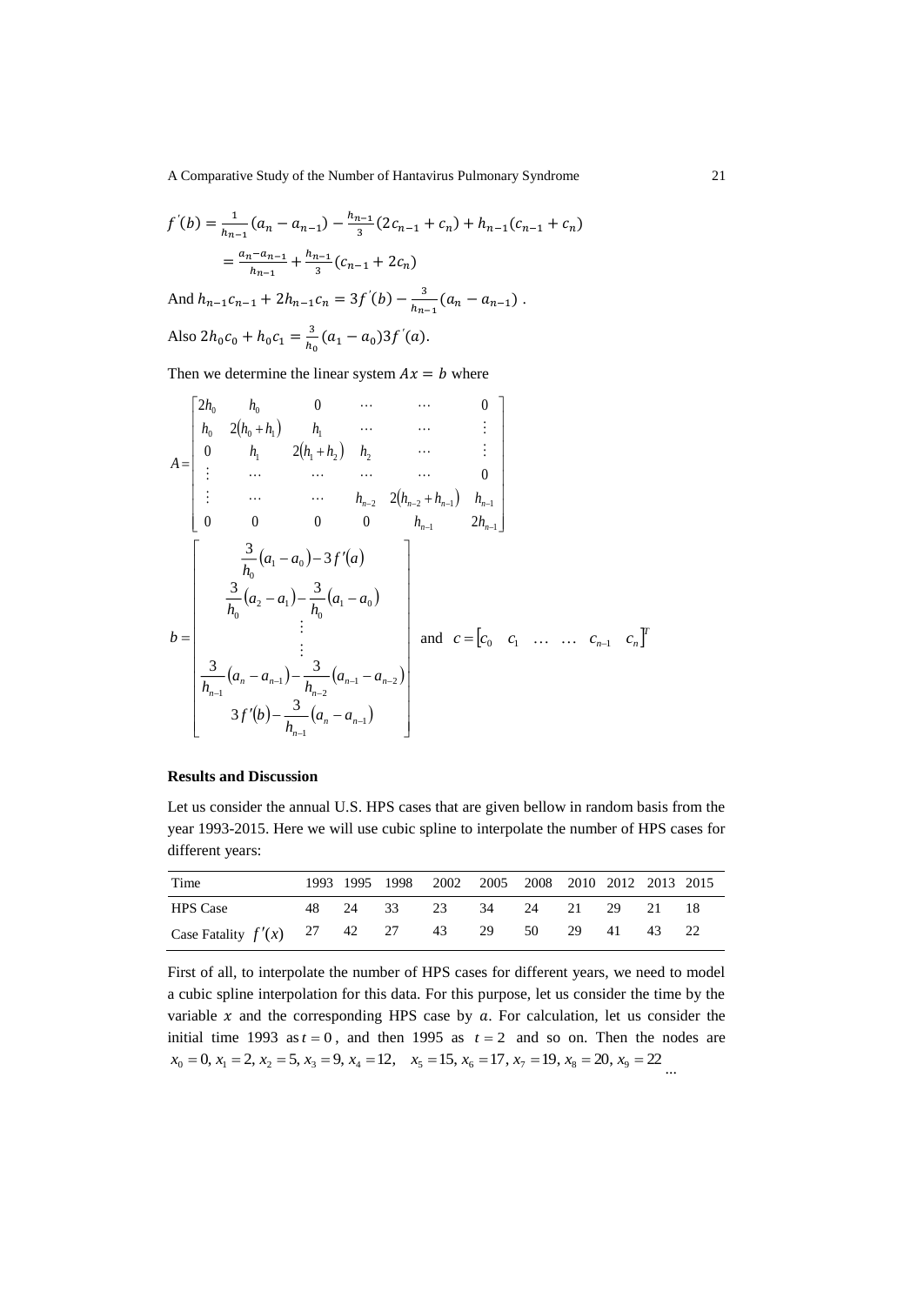$$f'(b) = \frac{1}{h_{n-1}}(a_n - a_{n-1}) - \frac{h_{n-1}}{3}(2c_{n-1} + c_n) + h_{n-1}(c_{n-1} + c_n)$$

$$= \frac{a_n - a_{n-1}}{h_{n-1}} + \frac{h_{n-1}}{3}(c_{n-1} + 2c_n)$$

And $h_{n-1}c_{n-1} + 2h_{n-1}c_n = 3f'(b) - \frac{3}{h_{n-1}}(a_n - a_{n-1})$ .

Also $2h_0c_0 + h_0c_1 = \frac{3}{h_0}(a_1 - a_0)3f'(a)$.

Then we determine the linear system $Ax = b$ where

$$A = \begin{bmatrix} 2h_0 & h_0 & 0 & \cdots & \cdots & 0 \\ h_0 & 2(h_0 + h_1) & h_1 & \cdots & \cdots & \vdots \\ 0 & h_1 & 2(h_1 + h_2) & h_2 & \cdots & \vdots \\ \vdots & \cdots & \cdots & \cdots & \cdots & 0 \\ \vdots & \cdots & \cdots & h_{n-2} & 2(h_{n-2} + h_{n-1}) & h_{n-1} \\ 0 & 0 & 0 & 0 & h_{n-1} & 2h_{n-1} \end{bmatrix}$$

$$b = \begin{bmatrix} \frac{3}{h_0}(a_1 - a_0) - 3f'(a) \\ \frac{3}{h_0}(a_2 - a_1) - \frac{3}{h_0}(a_1 - a_0) \\ \vdots \\ \vdots \\ \frac{3}{h_{n-1}}(a_n - a_{n-1}) - \frac{3}{h_{n-2}}(a_{n-1} - a_{n-2}) \\ 3f'(b) - \frac{3}{h_{n-1}}(a_n - a_{n-1}) \end{bmatrix} \quad \text{and} \quad c = \begin{bmatrix} c_0 & c_1 & \dots & \dots & c_{n-1} & c_n \end{bmatrix}^T$$

## Results and Discussion

Let us consider the annual U.S. HPS cases that are given bellow in random basis from the year 1993-2015. Here we will use cubic spline to interpolate the number of HPS cases for different years:

| Time | 1993 | 1995 | 1998 | 2002 | 2005 | 2008 | 2010 | 2012 | 2013 | 2015 |
|---|---|---|---|---|---|---|---|---|---|---|
| HPS Case | 48 | 24 | 33 | 23 | 34 | 24 | 21 | 29 | 21 | 18 |
| Case Fatality $f'(x)$ | 27 | 42 | 27 | 43 | 29 | 50 | 29 | 41 | 43 | 22 |

First of all, to interpolate the number of HPS cases for different years, we need to model a cubic spline interpolation for this data. For this purpose, let us consider the time by the variable $x$ and the corresponding HPS case by $a$. For calculation, let us consider the initial time 1993 as $t = 0$, and then 1995 as $t = 2$ and so on. Then the nodes are $x_0 = 0,\ x_1 = 2,\ x_2 = 5,\ x_3 = 9,\ x_4 = 12,\ \ x_5 = 15,\ x_6 = 17,\ x_7 = 19,\ x_8 = 20,\ x_9 = 22$ ...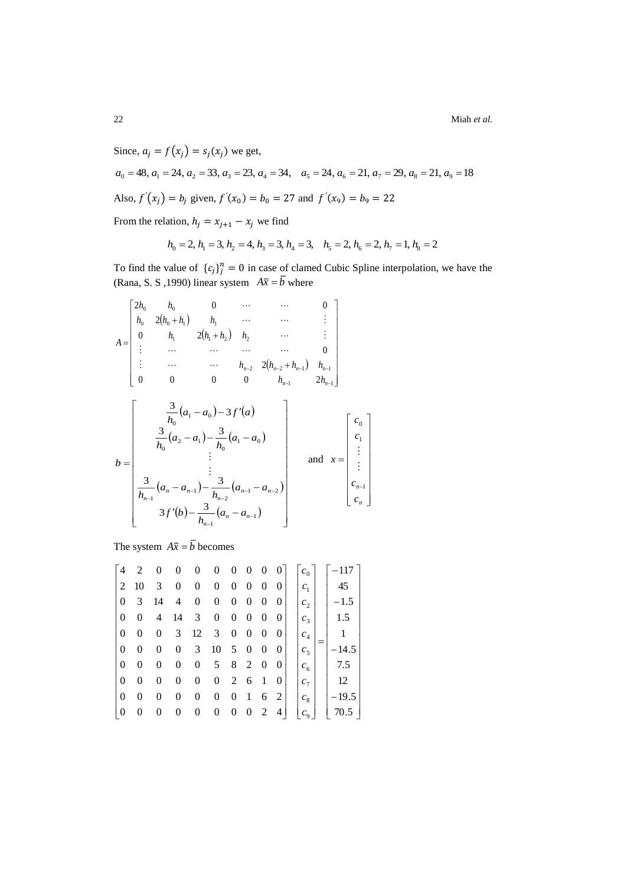Since, $a_j = f(x_j) = s_j(x_j)$ we get,

$$a_0 = 48, a_1 = 24, a_2 = 33, a_3 = 23, a_4 = 34, \quad a_5 = 24, a_6 = 21, a_7 = 29, a_8 = 21, a_9 = 18$$

Also, $f'(x_j) = b_j$ given, $f'(x_0) = b_0 = 27$ and $f'(x_9) = b_9 = 22$

From the relation, $h_j = x_{j+1} - x_j$ we find

$$h_0 = 2, h_1 = 3, h_2 = 4, h_3 = 3, h_4 = 3, \quad h_5 = 2, h_6 = 2, h_7 = 1, h_8 = 2$$

To find the value of $\{c_j\}_j^n = 0$ in case of clamed Cubic Spline interpolation, we have the (Rana, S. S ,1990) linear system $A\overline{x} = \overline{b}$ where

$$A = \begin{bmatrix} 2h_0 & h_0 & 0 & \cdots & \cdots & 0 \\ h_0 & 2(h_0 + h_1) & h_1 & \cdots & \cdots & \vdots \\ 0 & h_1 & 2(h_1 + h_2) & h_2 & \cdots & \vdots \\ \vdots & \cdots & \cdots & \cdots & \cdots & 0 \\ \vdots & \cdots & \cdots & h_{n-2} & 2(h_{n-2} + h_{n-1}) & h_{n-1} \\ 0 & 0 & 0 & 0 & h_{n-1} & 2h_{n-1} \end{bmatrix}$$

$$b = \begin{bmatrix} \frac{3}{h_0}(a_1 - a_0) - 3f'(a) \\ \frac{3}{h_0}(a_2 - a_1) - \frac{3}{h_0}(a_1 - a_0) \\ \vdots \\ \vdots \\ \frac{3}{h_{n-1}}(a_n - a_{n-1}) - \frac{3}{h_{n-2}}(a_{n-1} - a_{n-2}) \\ 3f'(b) - \frac{3}{h_{n-1}}(a_n - a_{n-1}) \end{bmatrix} \quad \text{and} \quad x = \begin{bmatrix} c_0 \\ c_1 \\ \vdots \\ \vdots \\ c_{n-1} \\ c_n \end{bmatrix}$$

The system $A\overline{x} = \overline{b}$ becomes

$$\begin{bmatrix} 4 & 2 & 0 & 0 & 0 & 0 & 0 & 0 & 0 & 0 \\ 2 & 10 & 3 & 0 & 0 & 0 & 0 & 0 & 0 & 0 \\ 0 & 3 & 14 & 4 & 0 & 0 & 0 & 0 & 0 & 0 \\ 0 & 0 & 4 & 14 & 3 & 0 & 0 & 0 & 0 & 0 \\ 0 & 0 & 0 & 3 & 12 & 3 & 0 & 0 & 0 & 0 \\ 0 & 0 & 0 & 0 & 3 & 10 & 5 & 0 & 0 & 0 \\ 0 & 0 & 0 & 0 & 0 & 5 & 8 & 2 & 0 & 0 \\ 0 & 0 & 0 & 0 & 0 & 0 & 2 & 6 & 1 & 0 \\ 0 & 0 & 0 & 0 & 0 & 0 & 0 & 1 & 6 & 2 \\ 0 & 0 & 0 & 0 & 0 & 0 & 0 & 0 & 2 & 4 \end{bmatrix} \begin{bmatrix} c_0 \\ c_1 \\ c_2 \\ c_3 \\ c_4 \\ c_5 \\ c_6 \\ c_7 \\ c_8 \\ c_9 \end{bmatrix} = \begin{bmatrix} -117 \\ 45 \\ -1.5 \\ 1.5 \\ 1 \\ -14.5 \\ 7.5 \\ 12 \\ -19.5 \\ 70.5 \end{bmatrix}$$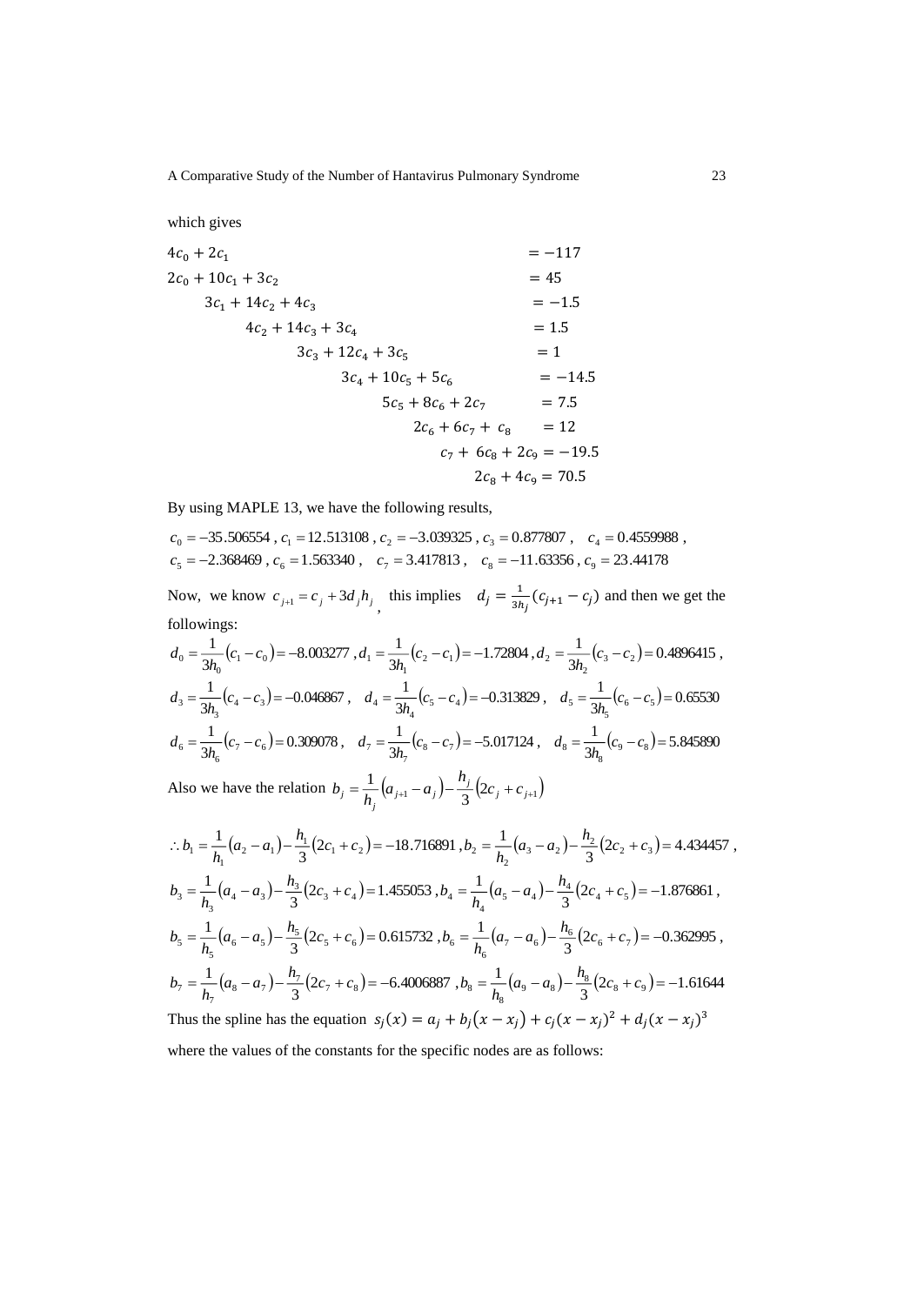which gives

$$
\begin{aligned}
4c_0 + 2c_1 &= -117 \\
2c_0 + 10c_1 + 3c_2 &= 45 \\
3c_1 + 14c_2 + 4c_3 &= -1.5 \\
4c_2 + 14c_3 + 3c_4 &= 1.5 \\
3c_3 + 12c_4 + 3c_5 &= 1 \\
3c_4 + 10c_5 + 5c_6 &= -14.5 \\
5c_5 + 8c_6 + 2c_7 &= 7.5 \\
2c_6 + 6c_7 + c_8 &= 12 \\
c_7 + 6c_8 + 2c_9 &= -19.5 \\
2c_8 + 4c_9 &= 70.5
\end{aligned}
$$

By using MAPLE 13, we have the following results,

$c_0 = -35.506554$ , $c_1 = 12.513108$ , $c_2 = -3.039325$ , $c_3 = 0.877807$ , $c_4 = 0.4559988$ ,
$c_5 = -2.368469$ , $c_6 = 1.563340$ , $c_7 = 3.417813$ , $c_8 = -11.63356$ , $c_9 = 23.44178$

Now, we know $c_{j+1} = c_j + 3d_j h_j$ , this implies $d_j = \frac{1}{3h_j}(c_{j+1} - c_j)$ and then we get the followings:

$d_0 = \dfrac{1}{3h_0}(c_1 - c_0) = -8.003277$ , $d_1 = \dfrac{1}{3h_1}(c_2 - c_1) = -1.72804$ , $d_2 = \dfrac{1}{3h_2}(c_3 - c_2) = 0.4896415$ ,

$d_3 = \dfrac{1}{3h_3}(c_4 - c_3) = -0.046867$ , $d_4 = \dfrac{1}{3h_4}(c_5 - c_4) = -0.313829$ , $d_5 = \dfrac{1}{3h_5}(c_6 - c_5) = 0.65530$

$d_6 = \dfrac{1}{3h_6}(c_7 - c_6) = 0.309078$ , $d_7 = \dfrac{1}{3h_7}(c_8 - c_7) = -5.017124$ , $d_8 = \dfrac{1}{3h_8}(c_9 - c_8) = 5.845890$

Also we have the relation $b_j = \dfrac{1}{h_j}(a_{j+1} - a_j) - \dfrac{h_j}{3}(2c_j + c_{j+1})$

$\therefore b_1 = \dfrac{1}{h_1}(a_2 - a_1) - \dfrac{h_1}{3}(2c_1 + c_2) = -18.716891$ , $b_2 = \dfrac{1}{h_2}(a_3 - a_2) - \dfrac{h_2}{3}(2c_2 + c_3) = 4.434457$ ,

$b_3 = \dfrac{1}{h_3}(a_4 - a_3) - \dfrac{h_3}{3}(2c_3 + c_4) = 1.455053$ , $b_4 = \dfrac{1}{h_4}(a_5 - a_4) - \dfrac{h_4}{3}(2c_4 + c_5) = -1.876861$ ,

$b_5 = \dfrac{1}{h_5}(a_6 - a_5) - \dfrac{h_5}{3}(2c_5 + c_6) = 0.615732$ , $b_6 = \dfrac{1}{h_6}(a_7 - a_6) - \dfrac{h_6}{3}(2c_6 + c_7) = -0.362995$ ,

$b_7 = \dfrac{1}{h_7}(a_8 - a_7) - \dfrac{h_7}{3}(2c_7 + c_8) = -6.4006887$ , $b_8 = \dfrac{1}{h_8}(a_9 - a_8) - \dfrac{h_8}{3}(2c_8 + c_9) = -1.61644$

Thus the spline has the equation $s_j(x) = a_j + b_j(x - x_j) + c_j(x - x_j)^2 + d_j(x - x_j)^3$

where the values of the constants for the specific nodes are as follows: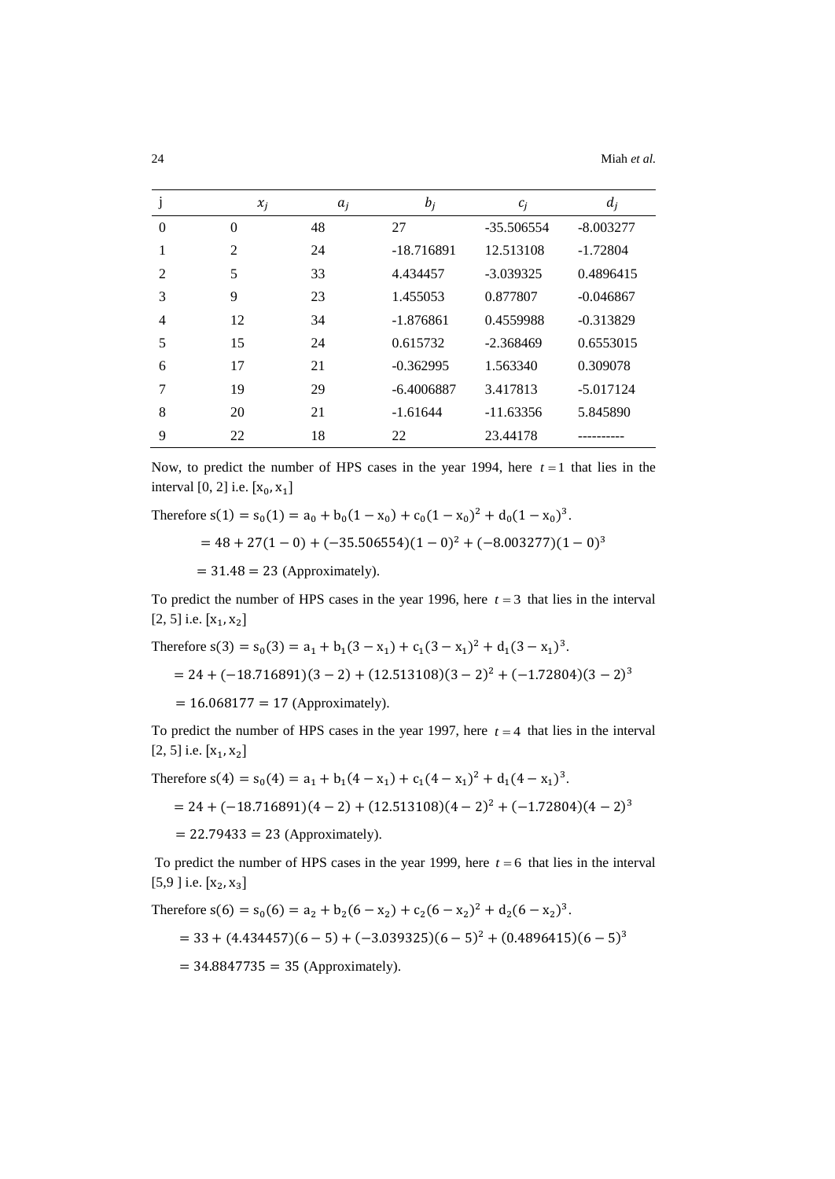| j | $x_j$ | $a_j$ | $b_j$ | $c_j$ | $d_j$ |
|---|---|---|---|---|---|
| 0 | 0 | 48 | 27 | -35.506554 | -8.003277 |
| 1 | 2 | 24 | -18.716891 | 12.513108 | -1.72804 |
| 2 | 5 | 33 | 4.434457 | -3.039325 | 0.4896415 |
| 3 | 9 | 23 | 1.455053 | 0.877807 | -0.046867 |
| 4 | 12 | 34 | -1.876861 | 0.4559988 | -0.313829 |
| 5 | 15 | 24 | 0.615732 | -2.368469 | 0.6553015 |
| 6 | 17 | 21 | -0.362995 | 1.563340 | 0.309078 |
| 7 | 19 | 29 | -6.4006887 | 3.417813 | -5.017124 |
| 8 | 20 | 21 | -1.61644 | -11.63356 | 5.845890 |
| 9 | 22 | 18 | 22 | 23.44178 | ---------- |

Now, to predict the number of HPS cases in the year 1994, here $t = 1$ that lies in the interval [0, 2] i.e. $[x_0, x_1]$

Therefore $s(1) = s_0(1) = a_0 + b_0(1 - x_0) + c_0(1 - x_0)^2 + d_0(1 - x_0)^3$.

$$= 48 + 27(1 - 0) + (-35.506554)(1 - 0)^2 + (-8.003277)(1 - 0)^3$$

$$= 31.48 = 23 \text{ (Approximately).}$$

To predict the number of HPS cases in the year 1996, here $t = 3$ that lies in the interval [2, 5] i.e. $[x_1, x_2]$

Therefore $s(3) = s_0(3) = a_1 + b_1(3 - x_1) + c_1(3 - x_1)^2 + d_1(3 - x_1)^3$.

$$= 24 + (-18.716891)(3 - 2) + (12.513108)(3 - 2)^2 + (-1.72804)(3 - 2)^3$$

$$= 16.068177 = 17 \text{ (Approximately).}$$

To predict the number of HPS cases in the year 1997, here $t = 4$ that lies in the interval [2, 5] i.e. $[x_1, x_2]$

Therefore $s(4) = s_0(4) = a_1 + b_1(4 - x_1) + c_1(4 - x_1)^2 + d_1(4 - x_1)^3$.

$$= 24 + (-18.716891)(4 - 2) + (12.513108)(4 - 2)^2 + (-1.72804)(4 - 2)^3$$

$$= 22.79433 = 23 \text{ (Approximately).}$$

To predict the number of HPS cases in the year 1999, here $t = 6$ that lies in the interval [5,9 ] i.e. $[x_2, x_3]$

Therefore $s(6) = s_0(6) = a_2 + b_2(6 - x_2) + c_2(6 - x_2)^2 + d_2(6 - x_2)^3$.

$$= 33 + (4.434457)(6 - 5) + (-3.039325)(6 - 5)^2 + (0.4896415)(6 - 5)^3$$

$$= 34.8847735 = 35 \text{ (Approximately).}$$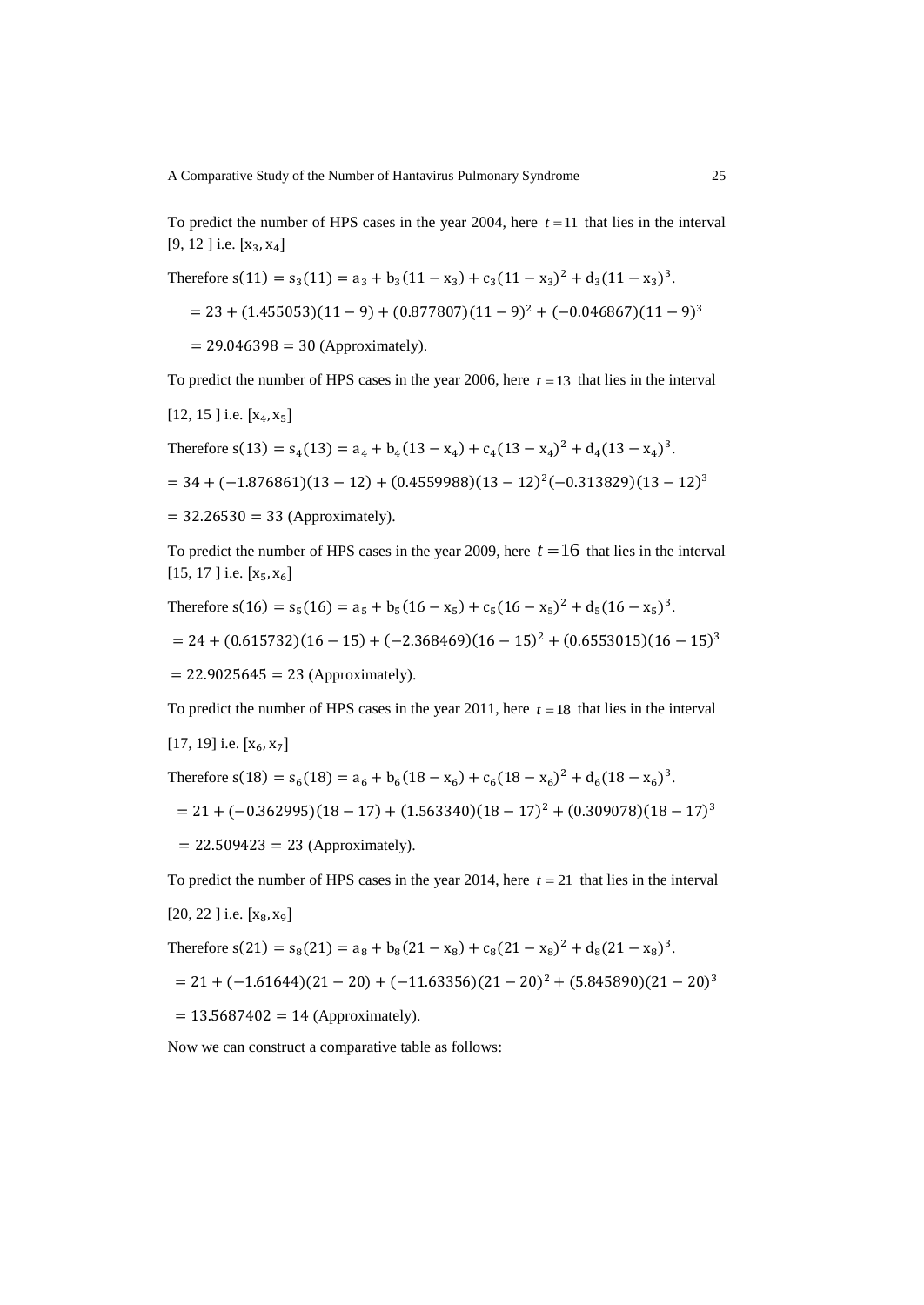To predict the number of HPS cases in the year 2004, here $t = 11$ that lies in the interval [9, 12 ] i.e. $[x_3, x_4]$

Therefore $s(11) = s_3(11) = a_3 + b_3(11 - x_3) + c_3(11 - x_3)^2 + d_3(11 - x_3)^3$.

$= 23 + (1.455053)(11 - 9) + (0.877807)(11 - 9)^2 + (-0.046867)(11 - 9)^3$

$= 29.046398 = 30$ (Approximately).

To predict the number of HPS cases in the year 2006, here $t = 13$ that lies in the interval

[12, 15 ] i.e. $[x_4, x_5]$

Therefore $s(13) = s_4(13) = a_4 + b_4(13 - x_4) + c_4(13 - x_4)^2 + d_4(13 - x_4)^3$.

$= 34 + (-1.876861)(13 - 12) + (0.4559988)(13 - 12)^2(-0.313829)(13 - 12)^3$

$= 32.26530 = 33$ (Approximately).

To predict the number of HPS cases in the year 2009, here $t = 16$ that lies in the interval [15, 17 ] i.e. $[x_5, x_6]$

Therefore $s(16) = s_5(16) = a_5 + b_5(16 - x_5) + c_5(16 - x_5)^2 + d_5(16 - x_5)^3$.

$= 24 + (0.615732)(16 - 15) + (-2.368469)(16 - 15)^2 + (0.6553015)(16 - 15)^3$

$= 22.9025645 = 23$ (Approximately).

To predict the number of HPS cases in the year 2011, here $t = 18$ that lies in the interval

[17, 19] i.e. $[x_6, x_7]$

Therefore $s(18) = s_6(18) = a_6 + b_6(18 - x_6) + c_6(18 - x_6)^2 + d_6(18 - x_6)^3$.

$= 21 + (-0.362995)(18 - 17) + (1.563340)(18 - 17)^2 + (0.309078)(18 - 17)^3$

$= 22.509423 = 23$ (Approximately).

To predict the number of HPS cases in the year 2014, here $t = 21$ that lies in the interval

[20, 22 ] i.e. $[x_8, x_9]$

Therefore $s(21) = s_8(21) = a_8 + b_8(21 - x_8) + c_8(21 - x_8)^2 + d_8(21 - x_8)^3$.

$= 21 + (-1.61644)(21 - 20) + (-11.63356)(21 - 20)^2 + (5.845890)(21 - 20)^3$

$= 13.5687402 = 14$ (Approximately).

Now we can construct a comparative table as follows: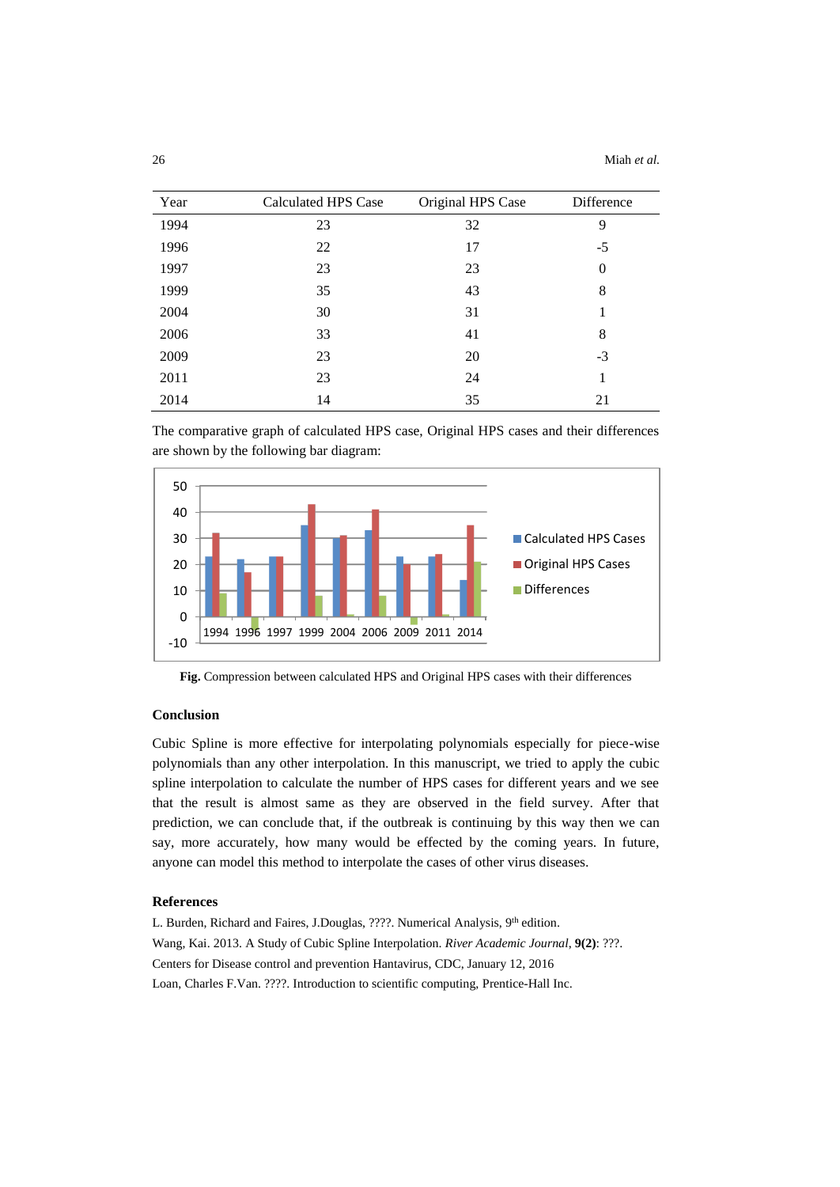| Year | Calculated HPS Case | Original HPS Case | Difference |
|---|---|---|---|
| 1994 | 23 | 32 | 9 |
| 1996 | 22 | 17 | -5 |
| 1997 | 23 | 23 | 0 |
| 1999 | 35 | 43 | 8 |
| 2004 | 30 | 31 | 1 |
| 2006 | 33 | 41 | 8 |
| 2009 | 23 | 20 | -3 |
| 2011 | 23 | 24 | 1 |
| 2014 | 14 | 35 | 21 |

The comparative graph of calculated HPS case, Original HPS cases and their differences are shown by the following bar diagram:

**Fig.** Compression between calculated HPS and Original HPS cases with their differences

### Conclusion

Cubic Spline is more effective for interpolating polynomials especially for piece-wise polynomials than any other interpolation. In this manuscript, we tried to apply the cubic spline interpolation to calculate the number of HPS cases for different years and we see that the result is almost same as they are observed in the field survey. After that prediction, we can conclude that, if the outbreak is continuing by this way then we can say, more accurately, how many would be effected by the coming years. In future, anyone can model this method to interpolate the cases of other virus diseases.

### References

L. Burden, Richard and Faires, J.Douglas, ????. Numerical Analysis, 9th edition.

Wang, Kai. 2013. A Study of Cubic Spline Interpolation. *River Academic Journal*, **9(2)**: ???.

Centers for Disease control and prevention Hantavirus, CDC, January 12, 2016

Loan, Charles F.Van. ????. Introduction to scientific computing, Prentice-Hall Inc.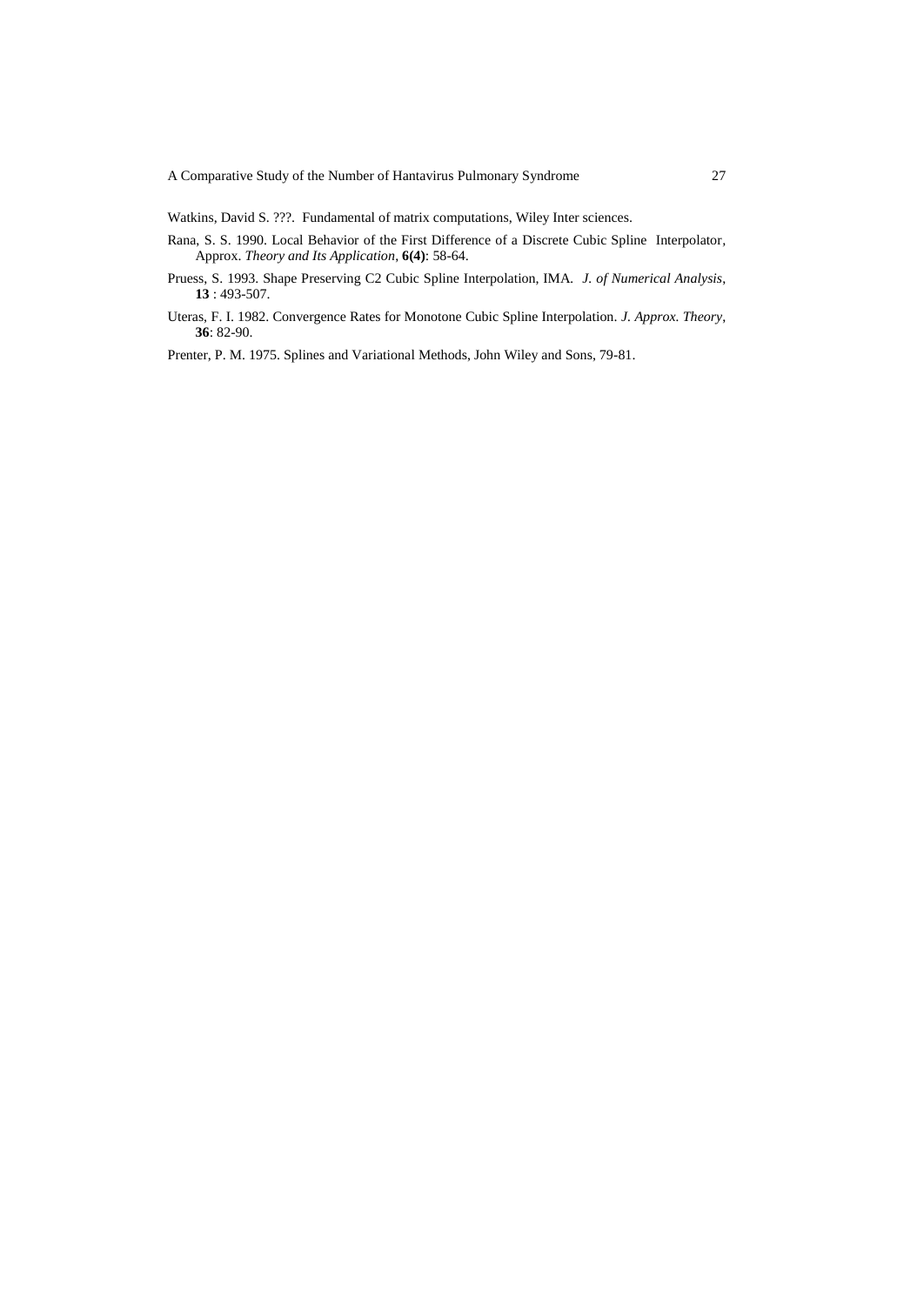Watkins, David S. ???. Fundamental of matrix computations, Wiley Inter sciences.

Rana, S. S. 1990. Local Behavior of the First Difference of a Discrete Cubic Spline Interpolator, Approx. *Theory and Its Application*, **6(4)**: 58-64.

Pruess, S. 1993. Shape Preserving C2 Cubic Spline Interpolation, IMA. *J. of Numerical Analysis*, **13** : 493-507.

Uteras, F. I. 1982. Convergence Rates for Monotone Cubic Spline Interpolation. *J. Approx. Theory*, **36**: 82-90.

Prenter, P. M. 1975. Splines and Variational Methods, John Wiley and Sons, 79-81.